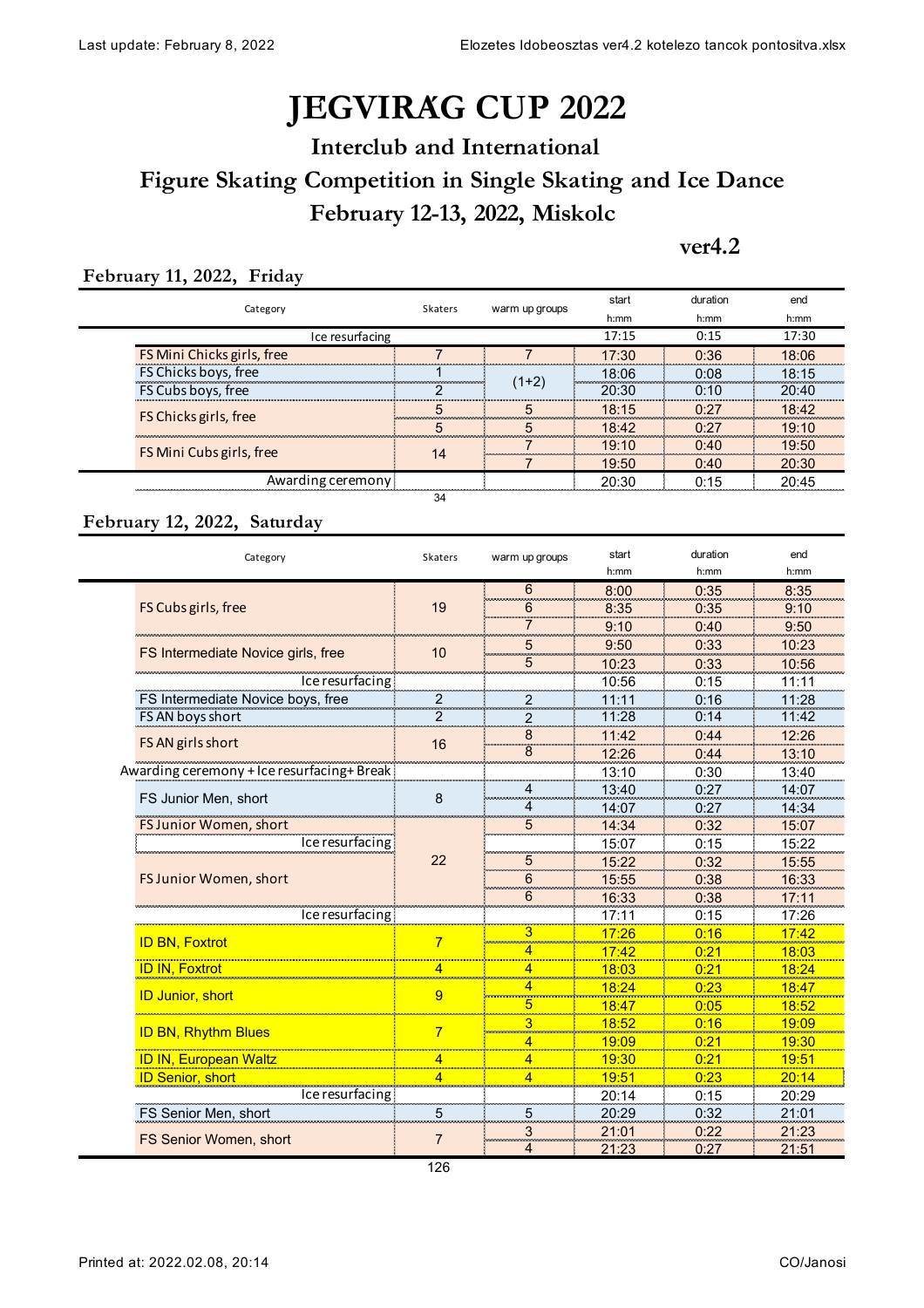# JEGVIRÁG CUP 2022

## Interclub and International

## Figure Skating Competition in Single Skating and Ice Dance

## February 12-13, 2022, Miskolc

**ver4.2**

### February 11, 2022, Friday

| Category | Skaters | warm up groups | start h:mm | duration h:mm | end h:mm |
|---|---|---|---|---|---|
| Ice resurfacing | | | 17:15 | 0:15 | 17:30 |
| FS Mini Chicks girls, free | 7 | 7 | 17:30 | 0:36 | 18:06 |
| FS Chicks boys, free | 1 | (1+2) | 18:06 | 0:08 | 18:15 |
| FS Cubs boys, free | 2 | | 20:30 | 0:10 | 20:40 |
| FS Chicks girls, free | 5 | 5 | 18:15 | 0:27 | 18:42 |
| | 5 | 5 | 18:42 | 0:27 | 19:10 |
| FS Mini Cubs girls, free | 14 | 7 | 19:10 | 0:40 | 19:50 |
| | | 7 | 19:50 | 0:40 | 20:30 |
| Awarding ceremony | | | 20:30 | 0:15 | 20:45 |
| | 34 | | | | |

### February 12, 2022, Saturday

| Category | Skaters | warm up groups | start h:mm | duration h:mm | end h:mm |
|---|---|---|---|---|---|
| FS Cubs girls, free | 19 | 6 | 8:00 | 0:35 | 8:35 |
| | | 6 | 8:35 | 0:35 | 9:10 |
| | | 7 | 9:10 | 0:40 | 9:50 |
| FS Intermediate Novice girls, free | 10 | 5 | 9:50 | 0:33 | 10:23 |
| | | 5 | 10:23 | 0:33 | 10:56 |
| Ice resurfacing | | | 10:56 | 0:15 | 11:11 |
| FS Intermediate Novice boys, free | 2 | 2 | 11:11 | 0:16 | 11:28 |
| FS AN boys short | 2 | 2 | 11:28 | 0:14 | 11:42 |
| FS AN girls short | 16 | 8 | 11:42 | 0:44 | 12:26 |
| | | 8 | 12:26 | 0:44 | 13:10 |
| Awarding ceremony + Ice resurfacing+ Break | | | 13:10 | 0:30 | 13:40 |
| FS Junior Men, short | 8 | 4 | 13:40 | 0:27 | 14:07 |
| | | 4 | 14:07 | 0:27 | 14:34 |
| FS Junior Women, short | 22 | 5 | 14:34 | 0:32 | 15:07 |
| Ice resurfacing | | | 15:07 | 0:15 | 15:22 |
| FS Junior Women, short | | 5 | 15:22 | 0:32 | 15:55 |
| | | 6 | 15:55 | 0:38 | 16:33 |
| | | 6 | 16:33 | 0:38 | 17:11 |
| Ice resurfacing | | | 17:11 | 0:15 | 17:26 |
| ID BN, Foxtrot | 7 | 3 | 17:26 | 0:16 | 17:42 |
| | | 4 | 17:42 | 0:21 | 18:03 |
| ID IN, Foxtrot | 4 | 4 | 18:03 | 0:21 | 18:24 |
| ID Junior, short | 9 | 4 | 18:24 | 0:23 | 18:47 |
| | | 5 | 18:47 | 0:05 | 18:52 |
| ID BN, Rhythm Blues | 7 | 3 | 18:52 | 0:16 | 19:09 |
| | | 4 | 19:09 | 0:21 | 19:30 |
| ID IN, European Waltz | 4 | 4 | 19:30 | 0:21 | 19:51 |
| ID Senior, short | 4 | 4 | 19:51 | 0:23 | 20:14 |
| Ice resurfacing | | | 20:14 | 0:15 | 20:29 |
| FS Senior Men, short | 5 | 5 | 20:29 | 0:32 | 21:01 |
| FS Senior Women, short | 7 | 3 | 21:01 | 0:22 | 21:23 |
| | | 4 | 21:23 | 0:27 | 21:51 |
| | 126 | | | | |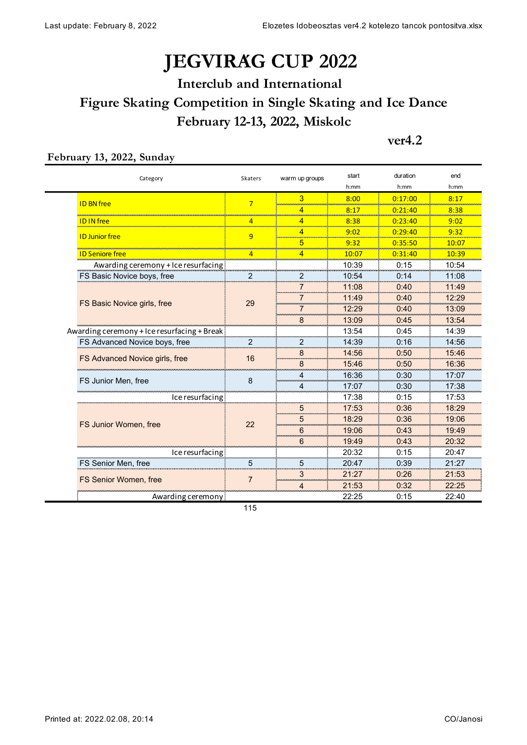# JEGVIRÁG CUP 2022

## Interclub and International

## Figure Skating Competition in Single Skating and Ice Dance

## February 12-13, 2022, Miskolc

**ver4.2**

### February 13, 2022, Sunday

| Category | Skaters | warm up groups | start h:mm | duration h:mm | end h:mm |
|---|---|---|---|---|---|
| ID BN free | 7 | 3 | 8:00 | 0:17:00 | 8:17 |
| | | 4 | 8:17 | 0:21:40 | 8:38 |
| ID IN free | 4 | 4 | 8:38 | 0:23:40 | 9:02 |
| ID Junior free | 9 | 4 | 9:02 | 0:29:40 | 9:32 |
| | | 5 | 9:32 | 0:35:50 | 10:07 |
| ID Seniore free | 4 | 4 | 10:07 | 0:31:40 | 10:39 |
| Awarding ceremony + Ice resurfacing | | | 10:39 | 0:15 | 10:54 |
| FS Basic Novice boys, free | 2 | 2 | 10:54 | 0:14 | 11:08 |
| FS Basic Novice girls, free | 29 | 7 | 11:08 | 0:40 | 11:49 |
| | | 7 | 11:49 | 0:40 | 12:29 |
| | | 7 | 12:29 | 0:40 | 13:09 |
| | | 8 | 13:09 | 0:45 | 13:54 |
| Awarding ceremony + Ice resurfacing + Break | | | 13:54 | 0:45 | 14:39 |
| FS Advanced Novice boys, free | 2 | 2 | 14:39 | 0:16 | 14:56 |
| FS Advanced Novice girls, free | 16 | 8 | 14:56 | 0:50 | 15:46 |
| | | 8 | 15:46 | 0:50 | 16:36 |
| FS Junior Men, free | 8 | 4 | 16:36 | 0:30 | 17:07 |
| | | 4 | 17:07 | 0:30 | 17:38 |
| Ice resurfacing | | | 17:38 | 0:15 | 17:53 |
| FS Junior Women, free | 22 | 5 | 17:53 | 0:36 | 18:29 |
| | | 5 | 18:29 | 0:36 | 19:06 |
| | | 6 | 19:06 | 0:43 | 19:49 |
| | | 6 | 19:49 | 0:43 | 20:32 |
| Ice resurfacing | | | 20:32 | 0:15 | 20:47 |
| FS Senior Men, free | 5 | 5 | 20:47 | 0:39 | 21:27 |
| FS Senior Women, free | 7 | 3 | 21:27 | 0:26 | 21:53 |
| | | 4 | 21:53 | 0:32 | 22:25 |
| Awarding ceremony | | | 22:25 | 0:15 | 22:40 |
| | 115 | | | | |